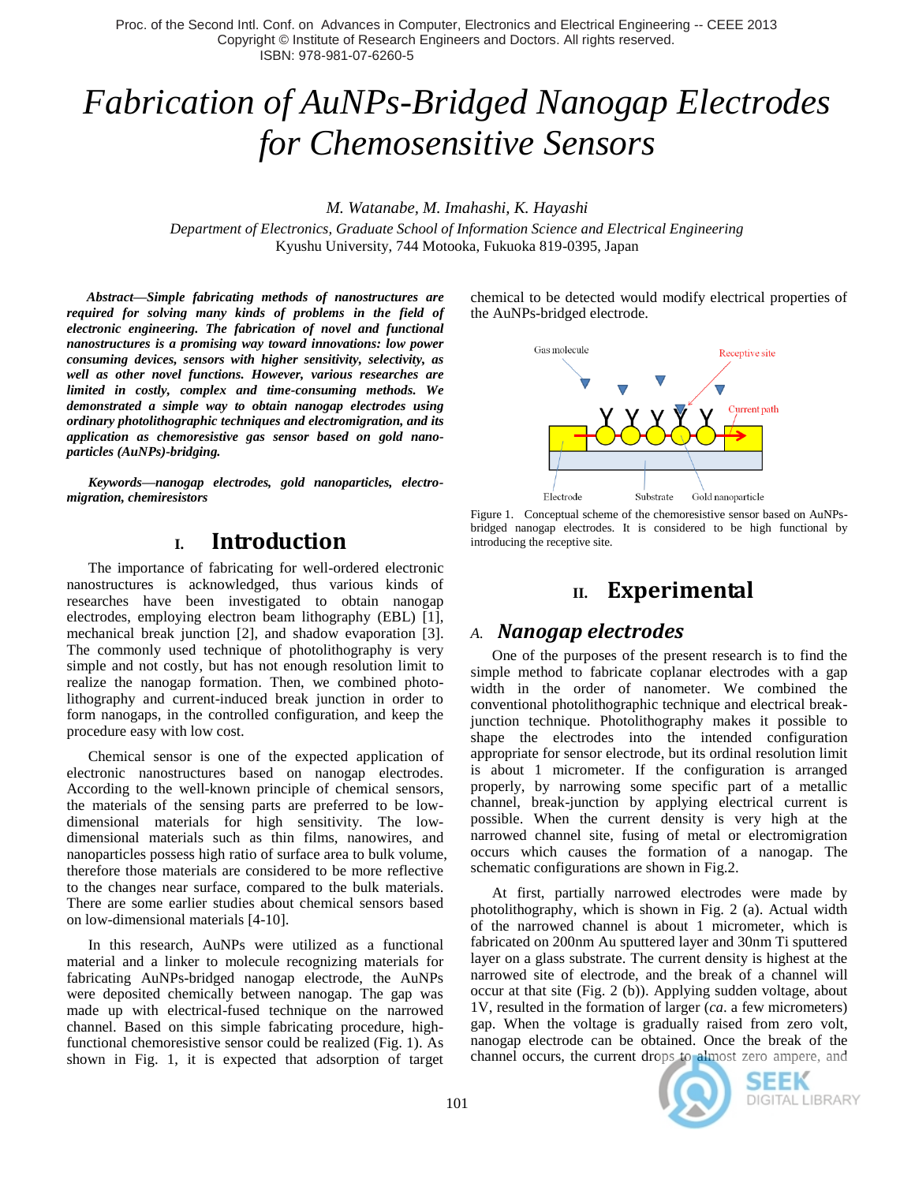Proc. of the Second Intl. Conf. on Advances in Computer, Electronics and Electrical Engineering -- CEEE 2013
Copyright © Institute of Research Engineers and Doctors. All rights reserved.
ISBN: 978-981-07-6260-5

# *Fabrication of AuNPs-Bridged Nanogap Electrodes for Chemosensitive Sensors*

*M. Watanabe, M. Imahashi, K. Hayashi*

*Department of Electronics, Graduate School of Information Science and Electrical Engineering*
Kyushu University, 744 Motooka, Fukuoka 819-0395, Japan

***Abstract*—*Simple fabricating methods of nanostructures are required for solving many kinds of problems in the field of electronic engineering. The fabrication of novel and functional nanostructures is a promising way toward innovations: low power consuming devices, sensors with higher sensitivity, selectivity, as well as other novel functions. However, various researches are limited in costly, complex and time-consuming methods. We demonstrated a simple way to obtain nanogap electrodes using ordinary photolithographic techniques and electromigration, and its application as chemoresistive gas sensor based on gold nano-particles (AuNPs)-bridging.***

***Keywords*—*nanogap electrodes, gold nanoparticles, electro-migration, chemiresistors***

## I. Introduction

The importance of fabricating for well-ordered electronic nanostructures is acknowledged, thus various kinds of researches have been investigated to obtain nanogap electrodes, employing electron beam lithography (EBL) [1], mechanical break junction [2], and shadow evaporation [3]. The commonly used technique of photolithography is very simple and not costly, but has not enough resolution limit to realize the nanogap formation. Then, we combined photo-lithography and current-induced break junction in order to form nanogaps, in the controlled configuration, and keep the procedure easy with low cost.

Chemical sensor is one of the expected application of electronic nanostructures based on nanogap electrodes. According to the well-known principle of chemical sensors, the materials of the sensing parts are preferred to be low-dimensional materials for high sensitivity. The low-dimensional materials such as thin films, nanowires, and nanoparticles possess high ratio of surface area to bulk volume, therefore those materials are considered to be more reflective to the changes near surface, compared to the bulk materials. There are some earlier studies about chemical sensors based on low-dimensional materials [4-10].

In this research, AuNPs were utilized as a functional material and a linker to molecule recognizing materials for fabricating AuNPs-bridged nanogap electrode, the AuNPs were deposited chemically between nanogap. The gap was made up with electrical-fused technique on the narrowed channel. Based on this simple fabricating procedure, high-functional chemoresistive sensor could be realized (Fig. 1). As shown in Fig. 1, it is expected that adsorption of target chemical to be detected would modify electrical properties of the AuNPs-bridged electrode.

Figure 1. Conceptual scheme of the chemoresistive sensor based on AuNPs-bridged nanogap electrodes. It is considered to be high functional by introducing the receptive site.

## II. Experimental

### A. *Nanogap electrodes*

One of the purposes of the present research is to find the simple method to fabricate coplanar electrodes with a gap width in the order of nanometer. We combined the conventional photolithographic technique and electrical break-junction technique. Photolithography makes it possible to shape the electrodes into the intended configuration appropriate for sensor electrode, but its ordinal resolution limit is about 1 micrometer. If the configuration is arranged properly, by narrowing some specific part of a metallic channel, break-junction by applying electrical current is possible. When the current density is very high at the narrowed channel site, fusing of metal or electromigration occurs which causes the formation of a nanogap. The schematic configurations are shown in Fig.2.

At first, partially narrowed electrodes were made by photolithography, which is shown in Fig. 2 (a). Actual width of the narrowed channel is about 1 micrometer, which is fabricated on 200nm Au sputtered layer and 30nm Ti sputtered layer on a glass substrate. The current density is highest at the narrowed site of electrode, and the break of a channel will occur at that site (Fig. 2 (b)). Applying sudden voltage, about 1V, resulted in the formation of larger (*ca*. a few micrometers) gap. When the voltage is gradually raised from zero volt, nanogap electrode can be obtained. Once the break of the channel occurs, the current drops to almost zero ampere, and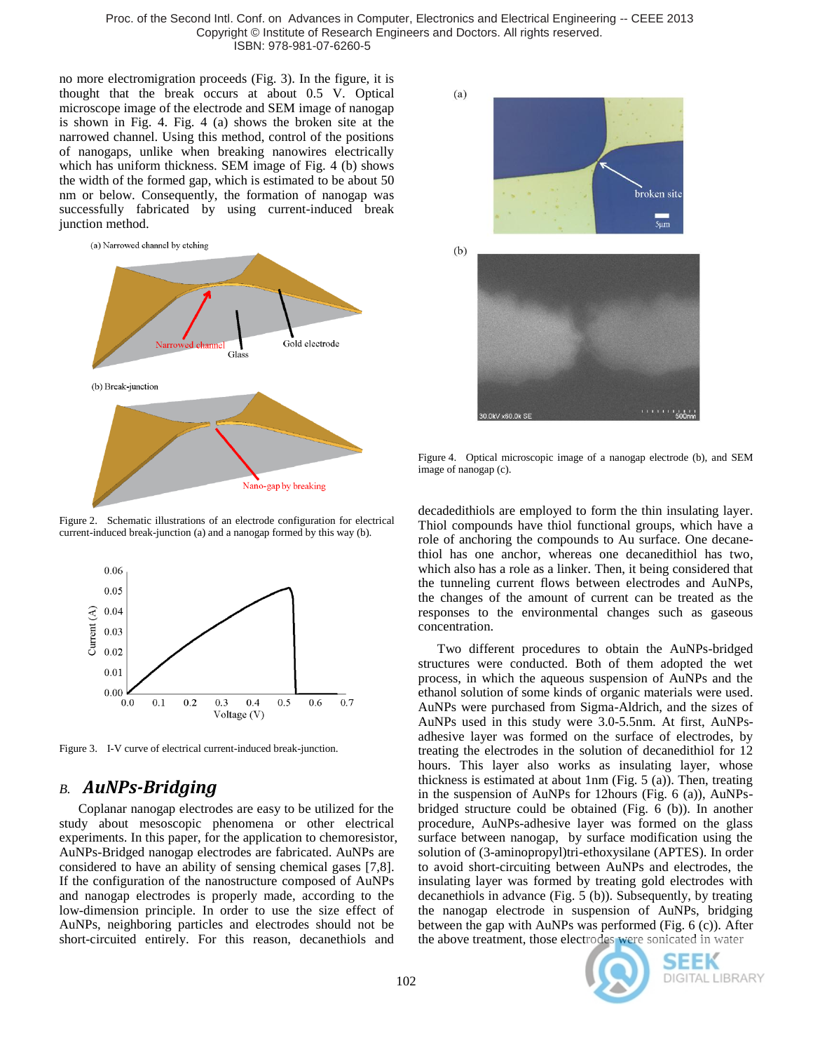no more electromigration proceeds (Fig. 3). In the figure, it is thought that the break occurs at about 0.5 V. Optical microscope image of the electrode and SEM image of nanogap is shown in Fig. 4. Fig. 4 (a) shows the broken site at the narrowed channel. Using this method, control of the positions of nanogaps, unlike when breaking nanowires electrically which has uniform thickness. SEM image of Fig. 4 (b) shows the width of the formed gap, which is estimated to be about 50 nm or below. Consequently, the formation of nanogap was successfully fabricated by using current-induced break junction method.

Figure 2. Schematic illustrations of an electrode configuration for electrical current-induced break-junction (a) and a nanogap formed by this way (b).

Figure 3. I-V curve of electrical current-induced break-junction.

Figure 4. Optical microscopic image of a nanogap electrode (b), and SEM image of nanogap (c).

## *B. AuNPs-Bridging*

Coplanar nanogap electrodes are easy to be utilized for the study about mesoscopic phenomena or other electrical experiments. In this paper, for the application to chemoresistor, AuNPs-Bridged nanogap electrodes are fabricated. AuNPs are considered to have an ability of sensing chemical gases [7,8]. If the configuration of the nanostructure composed of AuNPs and nanogap electrodes is properly made, according to the low-dimension principle. In order to use the size effect of AuNPs, neighboring particles and electrodes should not be short-circuited entirely. For this reason, decanethiols and decanedithiols are employed to form the thin insulating layer. Thiol compounds have thiol functional groups, which have a role of anchoring the compounds to Au surface. One decanethiol has one anchor, whereas one decanedithiol has two, which also has a role as a linker. Then, it being considered that the tunneling current flows between electrodes and AuNPs, the changes of the amount of current can be treated as the responses to the environmental changes such as gaseous concentration.

Two different procedures to obtain the AuNPs-bridged structures were conducted. Both of them adopted the wet process, in which the aqueous suspension of AuNPs and the ethanol solution of some kinds of organic materials were used. AuNPs were purchased from Sigma-Aldrich, and the sizes of AuNPs used in this study were 3.0-5.5nm. At first, AuNPs-adhesive layer was formed on the surface of electrodes, by treating the electrodes in the solution of decanedithiol for 12 hours. This layer also works as insulating layer, whose thickness is estimated at about 1nm (Fig. 5 (a)). Then, treating in the suspension of AuNPs for 12hours (Fig. 6 (a)), AuNPs-bridged structure could be obtained (Fig. 6 (b)). In another procedure, AuNPs-adhesive layer was formed on the glass surface between nanogap, by surface modification using the solution of (3-aminopropyl)tri-ethoxysilane (APTES). In order to avoid short-circuiting between AuNPs and electrodes, the insulating layer was formed by treating gold electrodes with decanethiols in advance (Fig. 5 (b)). Subsequently, by treating the nanogap electrode in suspension of AuNPs, bridging between the gap with AuNPs was performed (Fig. 6 (c)). After the above treatment, those electrodes were sonicated in water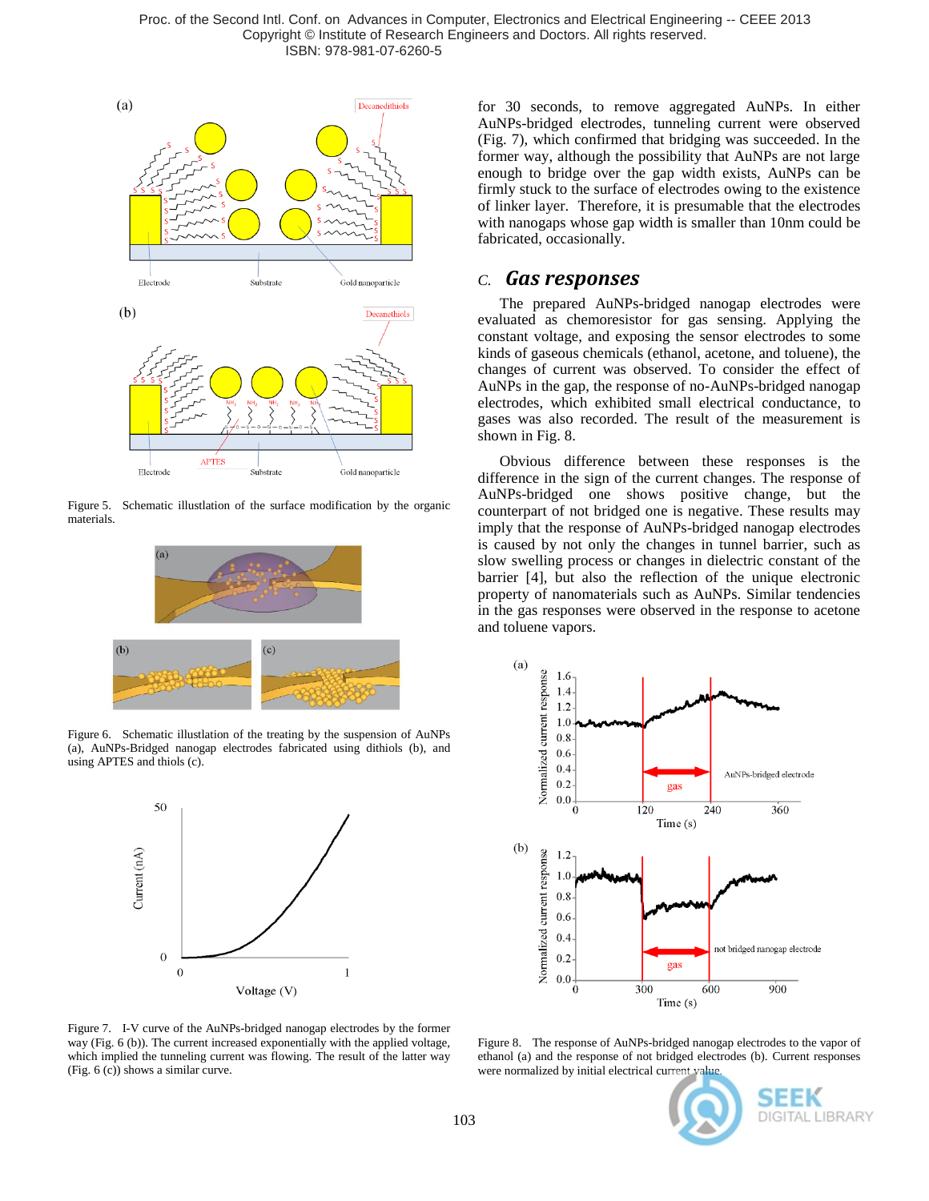Figure 5. Schematic illustration of the surface modification by the organic materials.

Figure 6. Schematic illustration of the treating by the suspension of AuNPs (a), AuNPs-Bridged nanogap electrodes fabricated using dithiols (b), and using APTES and thiols (c).

Figure 7. I-V curve of the AuNPs-bridged nanogap electrodes by the former way (Fig. 6 (b)). The current increased exponentially with the applied voltage, which implied the tunneling current was flowing. The result of the latter way (Fig. 6 (c)) shows a similar curve.

for 30 seconds, to remove aggregated AuNPs. In either AuNPs-bridged electrodes, tunneling current were observed (Fig. 7), which confirmed that bridging was succeeded. In the former way, although the possibility that AuNPs are not large enough to bridge over the gap width exists, AuNPs can be firmly stuck to the surface of electrodes owing to the existence of linker layer. Therefore, it is presumable that the electrodes with nanogaps whose gap width is smaller than 10nm could be fabricated, occasionally.

## *C. Gas responses*

The prepared AuNPs-bridged nanogap electrodes were evaluated as chemoresistor for gas sensing. Applying the constant voltage, and exposing the sensor electrodes to some kinds of gaseous chemicals (ethanol, acetone, and toluene), the changes of current was observed. To consider the effect of AuNPs in the gap, the response of no-AuNPs-bridged nanogap electrodes, which exhibited small electrical conductance, to gases was also recorded. The result of the measurement is shown in Fig. 8.

Obvious difference between these responses is the difference in the sign of the current changes. The response of AuNPs-bridged one shows positive change, but the counterpart of not bridged one is negative. These results may imply that the response of AuNPs-bridged nanogap electrodes is caused by not only the changes in tunnel barrier, such as slow swelling process or changes in dielectric constant of the barrier [4], but also the reflection of the unique electronic property of nanomaterials such as AuNPs. Similar tendencies in the gas responses were observed in the response to acetone and toluene vapors.

Figure 8. The response of AuNPs-bridged nanogap electrodes to the vapor of ethanol (a) and the response of not bridged electrodes (b). Current responses were normalized by initial electrical current value.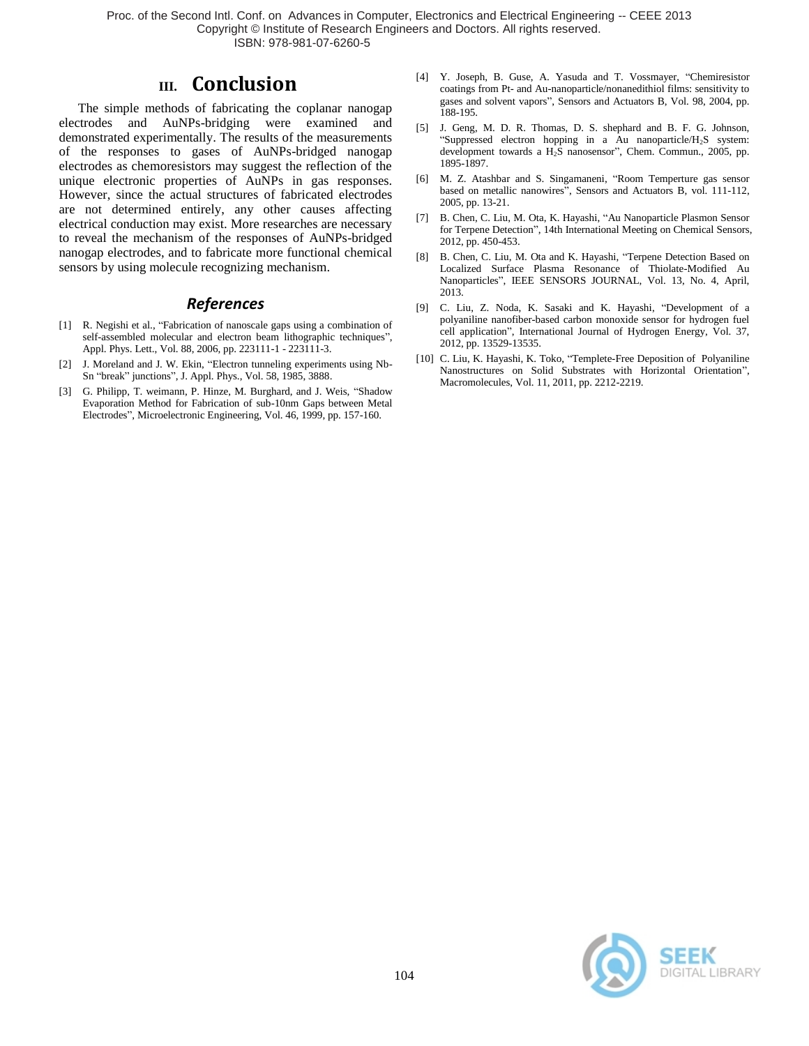## III. Conclusion

The simple methods of fabricating the coplanar nanogap electrodes and AuNPs-bridging were examined and demonstrated experimentally. The results of the measurements of the responses to gases of AuNPs-bridged nanogap electrodes as chemoresistors may suggest the reflection of the unique electronic properties of AuNPs in gas responses. However, since the actual structures of fabricated electrodes are not determined entirely, any other causes affecting electrical conduction may exist. More researches are necessary to reveal the mechanism of the responses of AuNPs-bridged nanogap electrodes, and to fabricate more functional chemical sensors by using molecule recognizing mechanism.

## *References*

[1] R. Negishi et al., "Fabrication of nanoscale gaps using a combination of self-assembled molecular and electron beam lithographic techniques", Appl. Phys. Lett., Vol. 88, 2006, pp. 223111-1 - 223111-3.

[2] J. Moreland and J. W. Ekin, "Electron tunneling experiments using Nb-Sn "break" junctions", J. Appl. Phys., Vol. 58, 1985, 3888.

[3] G. Philipp, T. weimann, P. Hinze, M. Burghard, and J. Weis, "Shadow Evaporation Method for Fabrication of sub-10nm Gaps between Metal Electrodes", Microelectronic Engineering, Vol. 46, 1999, pp. 157-160.

[4] Y. Joseph, B. Guse, A. Yasuda and T. Vossmayer, "Chemiresistor coatings from Pt- and Au-nanoparticle/nonanedithiol films: sensitivity to gases and solvent vapors", Sensors and Actuators B, Vol. 98, 2004, pp. 188-195.

[5] J. Geng, M. D. R. Thomas, D. S. shephard and B. F. G. Johnson, "Suppressed electron hopping in a Au nanoparticle/$H_2S$ system: development towards a $H_2S$ nanosensor", Chem. Commun., 2005, pp. 1895-1897.

[6] M. Z. Atashbar and S. Singamaneni, "Room Temperture gas sensor based on metallic nanowires", Sensors and Actuators B, vol. 111-112, 2005, pp. 13-21.

[7] B. Chen, C. Liu, M. Ota, K. Hayashi, "Au Nanoparticle Plasmon Sensor for Terpene Detection", 14th International Meeting on Chemical Sensors, 2012, pp. 450-453.

[8] B. Chen, C. Liu, M. Ota and K. Hayashi, "Terpene Detection Based on Localized Surface Plasma Resonance of Thiolate-Modified Au Nanoparticles", IEEE SENSORS JOURNAL, Vol. 13, No. 4, April, 2013.

[9] C. Liu, Z. Noda, K. Sasaki and K. Hayashi, "Development of a polyaniline nanofiber-based carbon monoxide sensor for hydrogen fuel cell application", International Journal of Hydrogen Energy, Vol. 37, 2012, pp. 13529-13535.

[10] C. Liu, K. Hayashi, K. Toko, "Templete-Free Deposition of Polyaniline Nanostructures on Solid Substrates with Horizontal Orientation", Macromolecules, Vol. 11, 2011, pp. 2212-2219.